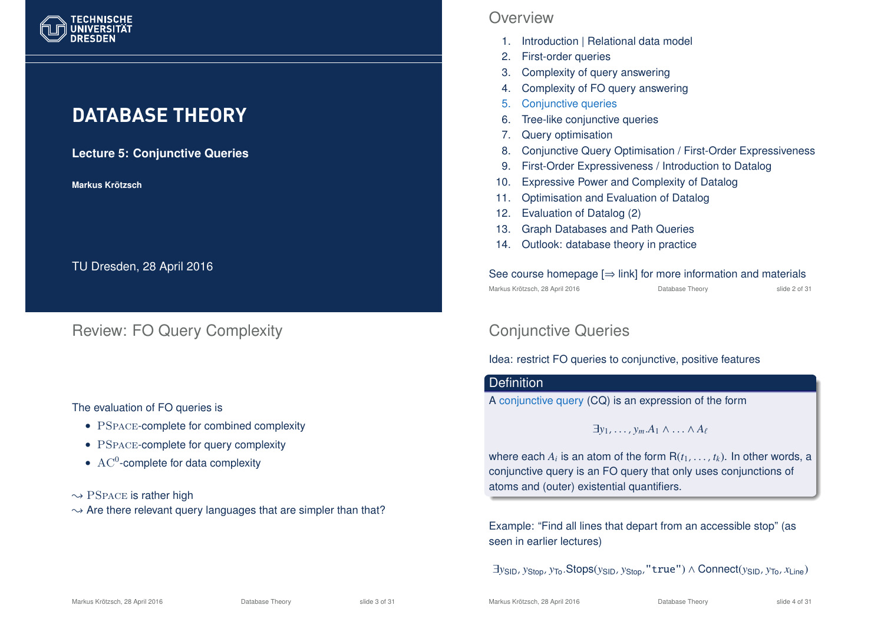# DATABASE THEORY

**Lecture 5: Conjunctive Queries**

**Markus Krötzsch**

TU Dresden, 28 April 2016

## Overview

1. Introduction | Relational data model
2. First-order queries
3. Complexity of query answering
4. Complexity of FO query answering
5. Conjunctive queries
6. Tree-like conjunctive queries
7. Query optimisation
8. Conjunctive Query Optimisation / First-Order Expressiveness
9. First-Order Expressiveness / Introduction to Datalog
10. Expressive Power and Complexity of Datalog
11. Optimisation and Evaluation of Datalog
12. Evaluation of Datalog (2)
13. Graph Databases and Path Queries
14. Outlook: database theory in practice

See course homepage [⇒ link] for more information and materials

## Review: FO Query Complexity

The evaluation of FO queries is

- PSPACE-complete for combined complexity
- PSPACE-complete for query complexity
- $\mathrm{AC}^0$-complete for data complexity

$\leadsto$ PSPACE is rather high

$\leadsto$ Are there relevant query languages that are simpler than that?

## Conjunctive Queries

Idea: restrict FO queries to conjunctive, positive features

**Definition**

A conjunctive query (CQ) is an expression of the form

$$\exists y_1, \ldots, y_m. A_1 \wedge \ldots \wedge A_\ell$$

where each $A_i$ is an atom of the form $\mathsf{R}(t_1, \ldots, t_k)$. In other words, a conjunctive query is an FO query that only uses conjunctions of atoms and (outer) existential quantifiers.

Example: "Find all lines that depart from an accessible stop" (as seen in earlier lectures)

$$\exists y_{\mathsf{SID}}, y_{\mathsf{Stop}}, y_{\mathsf{To}}.\mathsf{Stops}(y_{\mathsf{SID}}, y_{\mathsf{Stop}}, \texttt{"true"}) \wedge \mathsf{Connect}(y_{\mathsf{SID}}, y_{\mathsf{To}}, x_{\mathsf{Line}})$$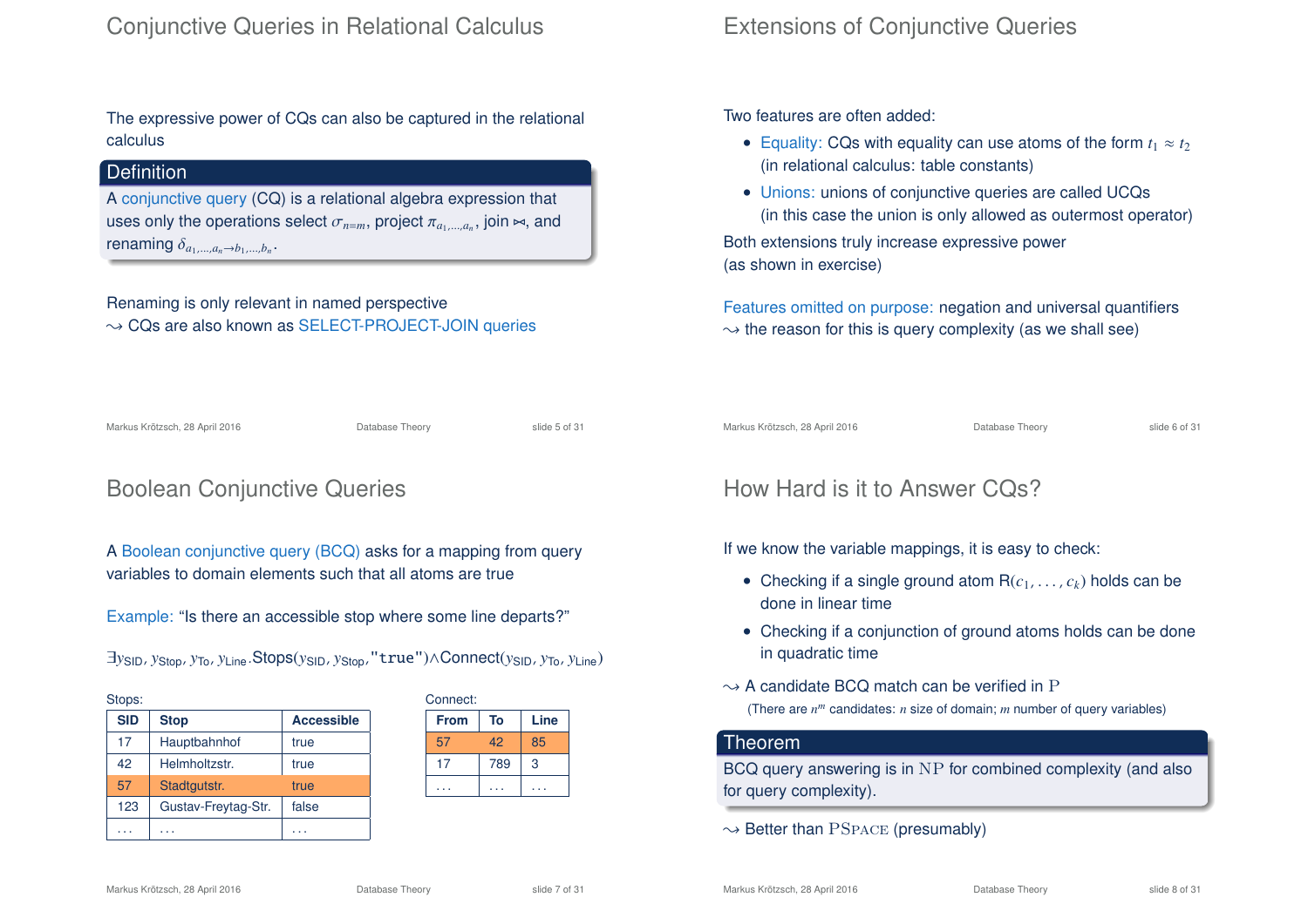## Conjunctive Queries in Relational Calculus

The expressive power of CQs can also be captured in the relational calculus

**Definition**

A conjunctive query (CQ) is a relational algebra expression that uses only the operations select $\sigma_{n=m}$, project $\pi_{a_1,\ldots,a_n}$, join $\bowtie$, and renaming $\delta_{a_1,\ldots,a_n \to b_1,\ldots,b_n}$.

Renaming is only relevant in named perspective
$\leadsto$ CQs are also known as SELECT-PROJECT-JOIN queries

## Extensions of Conjunctive Queries

Two features are often added:

- Equality: CQs with equality can use atoms of the form $t_1 \approx t_2$ (in relational calculus: table constants)
- Unions: unions of conjunctive queries are called UCQs (in this case the union is only allowed as outermost operator)

Both extensions truly increase expressive power (as shown in exercise)

Features omitted on purpose: negation and universal quantifiers
$\leadsto$ the reason for this is query complexity (as we shall see)

## Boolean Conjunctive Queries

A Boolean conjunctive query (BCQ) asks for a mapping from query variables to domain elements such that all atoms are true

Example: "Is there an accessible stop where some line departs?"

$$\exists y_{\text{SID}}, y_{\text{Stop}}, y_{\text{To}}, y_{\text{Line}}.\text{Stops}(y_{\text{SID}}, y_{\text{Stop}}, \texttt{"true"}) \land \text{Connect}(y_{\text{SID}}, y_{\text{To}}, y_{\text{Line}})$$

Stops:

| SID | Stop | Accessible |
|---|---|---|
| 17 | Hauptbahnhof | true |
| 42 | Helmholtzstr. | true |
| 57 | Stadtgutstr. | true |
| 123 | Gustav-Freytag-Str. | false |
| ... | ... | ... |

Connect:

| From | To | Line |
|---|---|---|
| 57 | 42 | 85 |
| 17 | 789 | 3 |
| ... | ... | ... |

## How Hard is it to Answer CQs?

If we know the variable mappings, it is easy to check:

- Checking if a single ground atom $\text{R}(c_1, \ldots, c_k)$ holds can be done in linear time
- Checking if a conjunction of ground atoms holds can be done in quadratic time

$\leadsto$ A candidate BCQ match can be verified in $\text{P}$

(There are $n^m$ candidates: $n$ size of domain; $m$ number of query variables)

**Theorem**

BCQ query answering is in $\text{NP}$ for combined complexity (and also for query complexity).

$\leadsto$ Better than $\text{PSPACE}$ (presumably)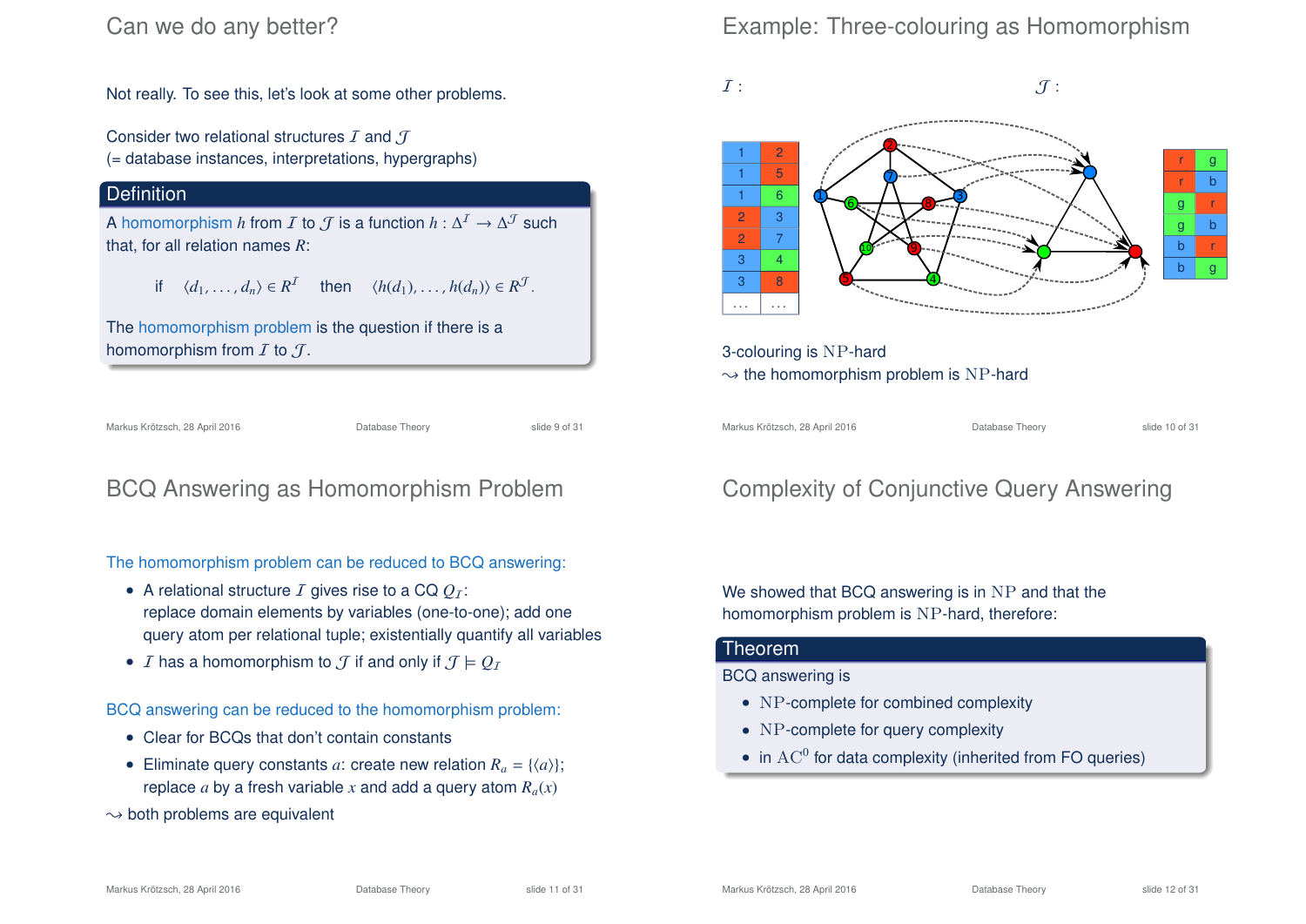## Can we do any better?

Not really. To see this, let's look at some other problems.

Consider two relational structures $\mathcal{I}$ and $\mathcal{J}$
(= database instances, interpretations, hypergraphs)

**Definition**

A homomorphism $h$ from $\mathcal{I}$ to $\mathcal{J}$ is a function $h : \Delta^{\mathcal{I}} \to \Delta^{\mathcal{J}}$ such that, for all relation names $R$:

$$\text{if} \quad \langle d_1, \ldots, d_n \rangle \in R^{\mathcal{I}} \quad \text{then} \quad \langle h(d_1), \ldots, h(d_n) \rangle \in R^{\mathcal{J}}.$$

The homomorphism problem is the question if there is a homomorphism from $\mathcal{I}$ to $\mathcal{J}$.

## Example: Three-colouring as Homomorphism

$\mathcal{I}$:

| | |
|---|---|
| 1 | 2 |
| 1 | 5 |
| 1 | 6 |
| 2 | 3 |
| 2 | 7 |
| 3 | 4 |
| 3 | 8 |
| ... | ... |

$\mathcal{J}$:

| | |
|---|---|
| r | g |
| r | b |
| g | r |
| g | b |
| b | r |
| b | g |

3-colouring is NP-hard
⇝ the homomorphism problem is NP-hard

## BCQ Answering as Homomorphism Problem

The homomorphism problem can be reduced to BCQ answering:

- A relational structure $\mathcal{I}$ gives rise to a CQ $Q_{\mathcal{I}}$: replace domain elements by variables (one-to-one); add one query atom per relational tuple; existentially quantify all variables
- $\mathcal{I}$ has a homomorphism to $\mathcal{J}$ if and only if $\mathcal{J} \models Q_{\mathcal{I}}$

BCQ answering can be reduced to the homomorphism problem:

- Clear for BCQs that don't contain constants
- Eliminate query constants $a$: create new relation $R_a = \{\langle a \rangle\}$; replace $a$ by a fresh variable $x$ and add a query atom $R_a(x)$

⇝ both problems are equivalent

## Complexity of Conjunctive Query Answering

We showed that BCQ answering is in NP and that the homomorphism problem is NP-hard, therefore:

**Theorem**

BCQ answering is

- NP-complete for combined complexity
- NP-complete for query complexity
- in $\mathrm{AC}^0$ for data complexity (inherited from FO queries)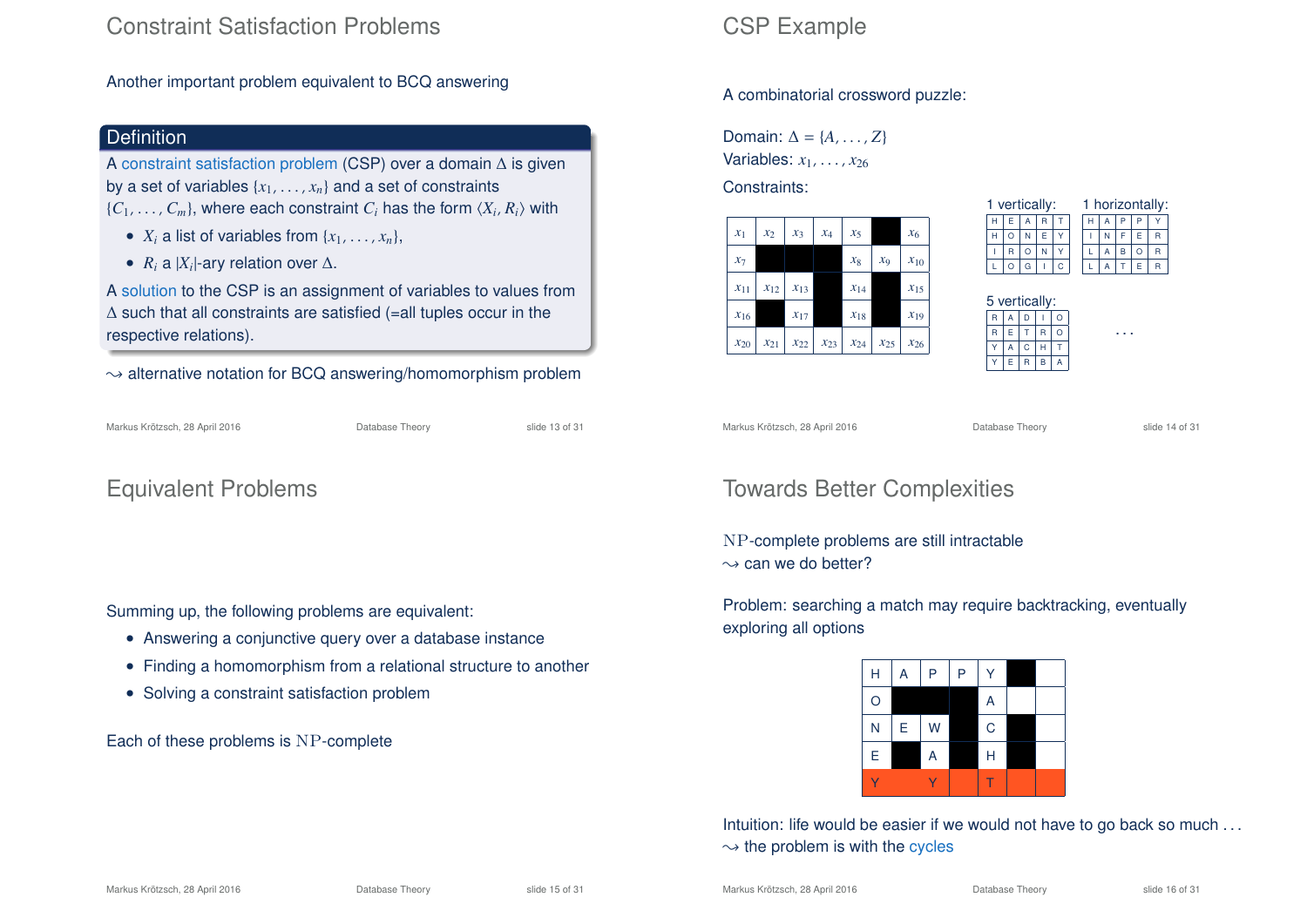## Constraint Satisfaction Problems

Another important problem equivalent to BCQ answering

**Definition**

A constraint satisfaction problem (CSP) over a domain $\Delta$ is given by a set of variables $\{x_1, \ldots, x_n\}$ and a set of constraints $\{C_1, \ldots, C_m\}$, where each constraint $C_i$ has the form $\langle X_i, R_i \rangle$ with

- $X_i$ a list of variables from $\{x_1, \ldots, x_n\}$,
- $R_i$ a $|X_i|$-ary relation over $\Delta$.

A solution to the CSP is an assignment of variables to values from $\Delta$ such that all constraints are satisfied (=all tuples occur in the respective relations).

$\rightsquigarrow$ alternative notation for BCQ answering/homomorphism problem

## CSP Example

A combinatorial crossword puzzle:

Domain: $\Delta = \{A, \ldots, Z\}$
Variables: $x_1, \ldots, x_{26}$

Constraints:

| | | | | | | |
|---|---|---|---|---|---|---|
| $x_1$ | $x_2$ | $x_3$ | $x_4$ | $x_5$ | ■ | $x_6$ |
| $x_7$ | ■ | ■ | ■ | $x_8$ | $x_9$ | $x_{10}$ |
| $x_{11}$ | $x_{12}$ | $x_{13}$ | ■ | $x_{14}$ | ■ | $x_{15}$ |
| $x_{16}$ | ■ | $x_{17}$ | ■ | $x_{18}$ | ■ | $x_{19}$ |
| $x_{20}$ | $x_{21}$ | $x_{22}$ | $x_{23}$ | $x_{24}$ | $x_{25}$ | $x_{26}$ |

1 vertically:

| | | | | |
|---|---|---|---|---|
| H | E | A | R | T |
| H | O | N | E | Y |
| I | R | O | N | Y |
| L | O | G | I | C |

1 horizontally:

| | | | | |
|---|---|---|---|---|
| H | A | P | P | Y |
| I | N | F | E | R |
| L | A | B | O | R |
| L | A | T | E | R |

5 vertically:

| | | | | |
|---|---|---|---|---|
| R | A | D | I | O |
| R | E | T | R | O |
| Y | A | C | H | T |
| Y | E | R | B | A |

...

## Equivalent Problems

Summing up, the following problems are equivalent:

- Answering a conjunctive query over a database instance
- Finding a homomorphism from a relational structure to another
- Solving a constraint satisfaction problem

Each of these problems is NP-complete

## Towards Better Complexities

NP-complete problems are still intractable
$\rightsquigarrow$ can we do better?

Problem: searching a match may require backtracking, eventually exploring all options

| | | | | | | |
|---|---|---|---|---|---|---|
| H | A | P | P | Y | ■ | |
| O | ■ | ■ | ■ | A | | |
| N | E | W | ■ | C | ■ | |
| E | ■ | A | ■ | H | ■ | |
| Y | | Y | | T | | |

Intuition: life would be easier if we would not have to go back so much ...
$\rightsquigarrow$ the problem is with the cycles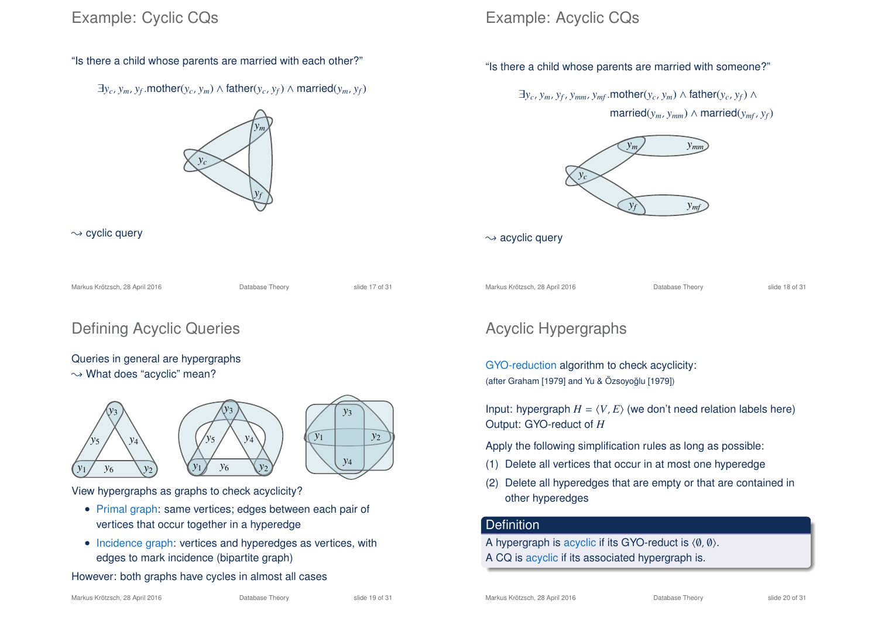## Example: Cyclic CQs

"Is there a child whose parents are married with each other?"

$$\exists y_c, y_m, y_f.\text{mother}(y_c, y_m) \wedge \text{father}(y_c, y_f) \wedge \text{married}(y_m, y_f)$$

$\rightsquigarrow$ cyclic query

## Example: Acyclic CQs

"Is there a child whose parents are married with someone?"

$$\exists y_c, y_m, y_f, y_{mm}, y_{mf}.\text{mother}(y_c, y_m) \wedge \text{father}(y_c, y_f) \wedge \text{married}(y_m, y_{mm}) \wedge \text{married}(y_{mf}, y_f)$$

$\rightsquigarrow$ acyclic query

## Defining Acyclic Queries

Queries in general are hypergraphs
$\rightsquigarrow$ What does "acyclic" mean?

View hypergraphs as graphs to check acyclicity?

- Primal graph: same vertices; edges between each pair of vertices that occur together in a hyperedge
- Incidence graph: vertices and hyperedges as vertices, with edges to mark incidence (bipartite graph)

However: both graphs have cycles in almost all cases

## Acyclic Hypergraphs

GYO-reduction algorithm to check acyclicity:
(after Graham [1979] and Yu & Özsoyoğlu [1979])

Input: hypergraph $H = \langle V, E \rangle$ (we don't need relation labels here)
Output: GYO-reduct of $H$

Apply the following simplification rules as long as possible:

(1) Delete all vertices that occur in at most one hyperedge
(2) Delete all hyperedges that are empty or that are contained in other hyperedges

**Definition**

A hypergraph is acyclic if its GYO-reduct is $\langle \emptyset, \emptyset \rangle$.
A CQ is acyclic if its associated hypergraph is.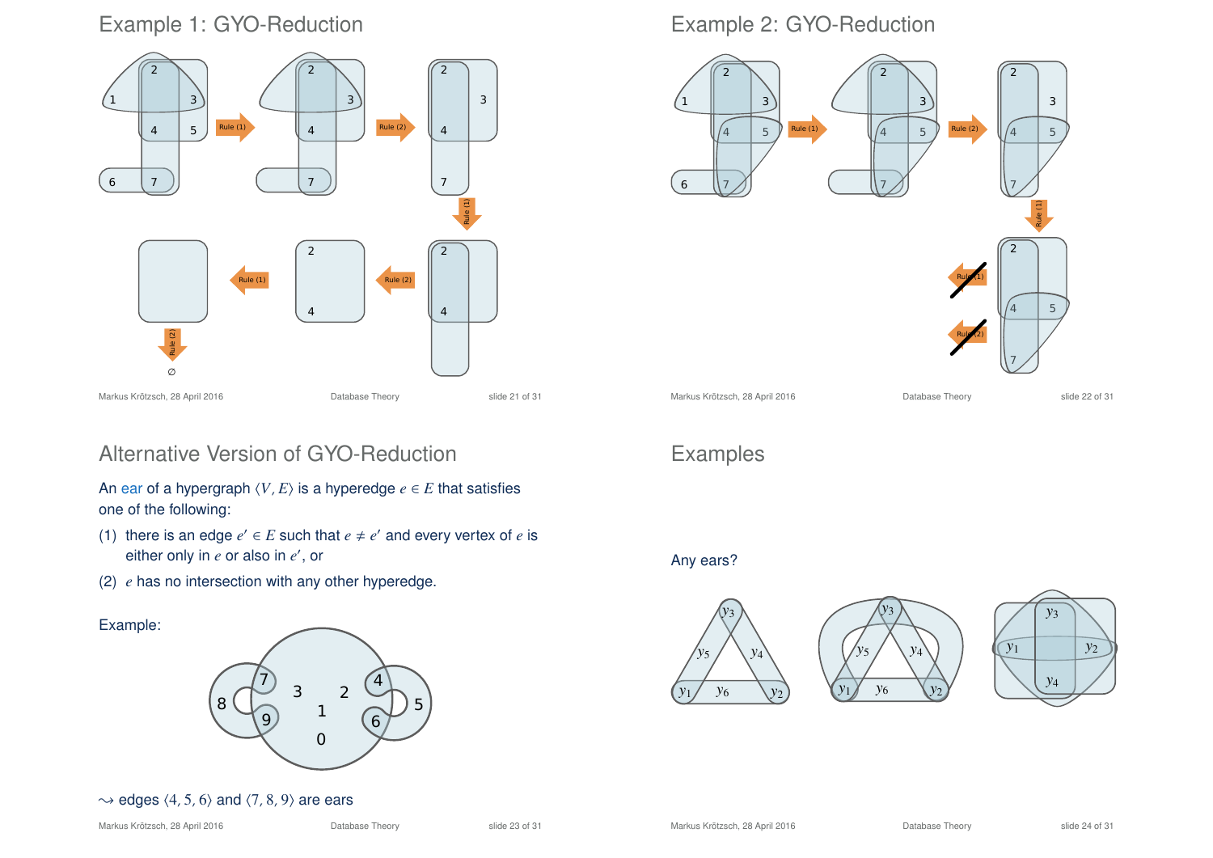## Example 1: GYO-Reduction

Rule (1) → Rule (2) → Rule (1) → Rule (2) → Rule (1) → Rule (2)

∅

## Example 2: GYO-Reduction

Rule (1) → Rule (2) → Rule (1)

## Alternative Version of GYO-Reduction

An ear of a hypergraph $\langle V, E\rangle$ is a hyperedge $e \in E$ that satisfies one of the following:

(1) there is an edge $e' \in E$ such that $e \neq e'$ and every vertex of $e$ is either only in $e$ or also in $e'$, or

(2) $e$ has no intersection with any other hyperedge.

Example:

$\leadsto$ edges $\langle 4, 5, 6\rangle$ and $\langle 7, 8, 9\rangle$ are ears

## Examples

Any ears?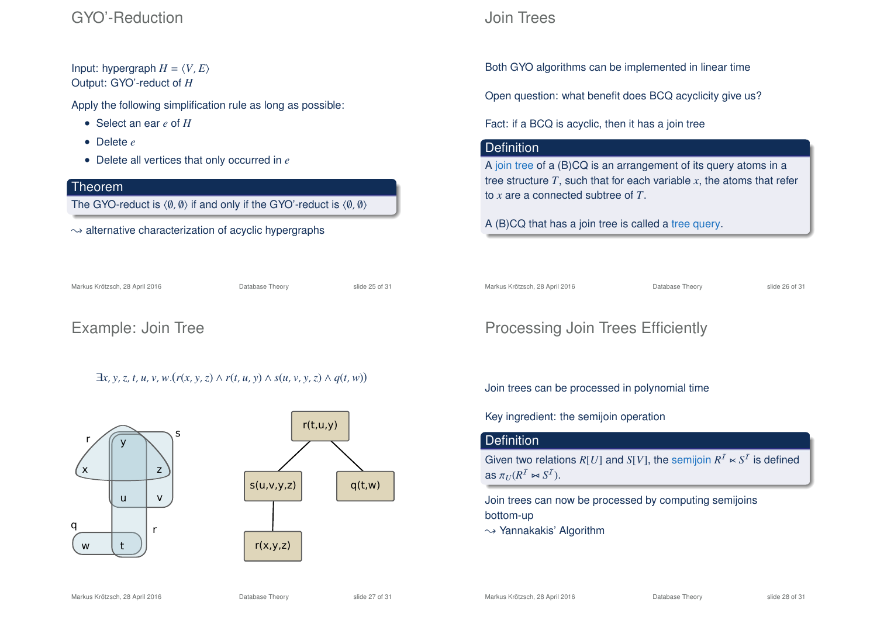# GYO'-Reduction

Input: hypergraph $H = \langle V, E\rangle$
Output: GYO'-reduct of $H$

Apply the following simplification rule as long as possible:

- Select an ear $e$ of $H$
- Delete $e$
- Delete all vertices that only occurred in $e$

**Theorem**

The GYO-reduct is $\langle \emptyset, \emptyset \rangle$ if and only if the GYO'-reduct is $\langle \emptyset, \emptyset \rangle$

$\leadsto$ alternative characterization of acyclic hypergraphs

# Join Trees

Both GYO algorithms can be implemented in linear time

Open question: what benefit does BCQ acyclicity give us?

Fact: if a BCQ is acyclic, then it has a join tree

**Definition**

A join tree of a (B)CQ is an arrangement of its query atoms in a tree structure $T$, such that for each variable $x$, the atoms that refer to $x$ are a connected subtree of $T$.

A (B)CQ that has a join tree is called a tree query.

# Example: Join Tree

$$\exists x, y, z, t, u, v, w.(r(x, y, z) \wedge r(t, u, y) \wedge s(u, v, y, z) \wedge q(t, w))$$

# Processing Join Trees Efficiently

Join trees can be processed in polynomial time

Key ingredient: the semijoin operation

**Definition**

Given two relations $R[U]$ and $S[V]$, the semijoin $R^{\mathcal{I}} \ltimes S^{\mathcal{I}}$ is defined as $\pi_U(R^{\mathcal{I}} \bowtie S^{\mathcal{I}})$.

Join trees can now be processed by computing semijoins bottom-up
$\leadsto$ Yannakakis' Algorithm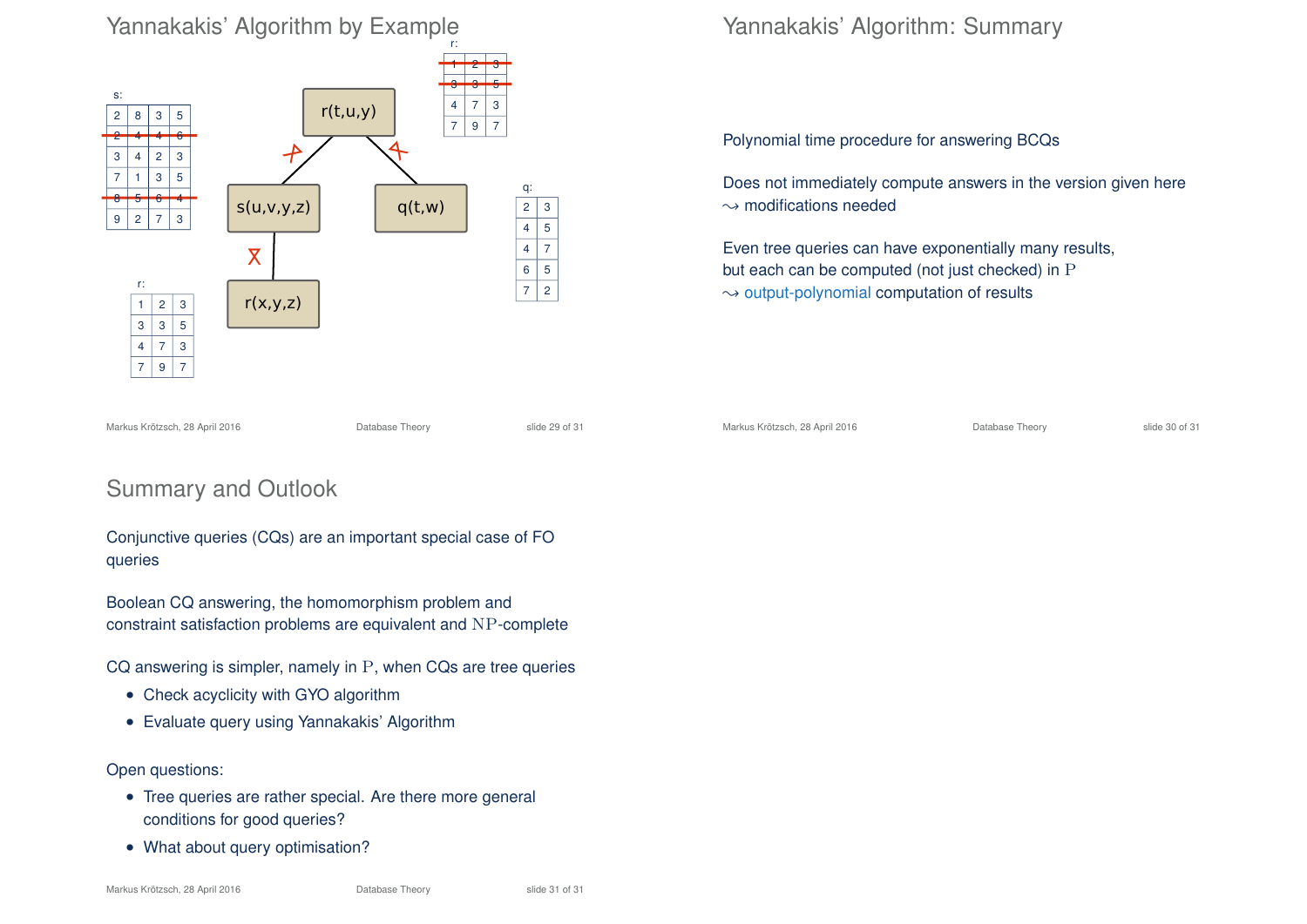## Yannakakis' Algorithm by Example

s:

| | | | |
|---|---|---|---|
| 2 | 8 | 3 | 5 |
| ~~2~~ | ~~4~~ | ~~4~~ | ~~6~~ |
| 3 | 4 | 2 | 3 |
| 7 | 1 | 3 | 5 |
| ~~8~~ | ~~5~~ | ~~6~~ | ~~4~~ |
| 9 | 2 | 7 | 3 |

r:

| | | |
|---|---|---|
| 1 | 2 | 3 |
| 3 | 3 | 5 |
| 4 | 7 | 3 |
| 7 | 9 | 7 |

r (at root r(t,u,y)):

| | | |
|---|---|---|
| ~~1~~ | ~~2~~ | ~~3~~ |
| ~~3~~ | ~~3~~ | ~~5~~ |
| 4 | 7 | 3 |
| 7 | 9 | 7 |

q:

| | |
|---|---|
| 2 | 3 |
| 4 | 5 |
| 4 | 7 |
| 6 | 5 |
| 7 | 2 |

r(t,u,y)

s(u,v,y,z)

q(t,w)

r(x,y,z)

## Yannakakis' Algorithm: Summary

Polynomial time procedure for answering BCQs

Does not immediately compute answers in the version given here
⇝ modifications needed

Even tree queries can have exponentially many results, but each can be computed (not just checked) in $\mathrm{P}$
⇝ output-polynomial computation of results

## Summary and Outlook

Conjunctive queries (CQs) are an important special case of FO queries

Boolean CQ answering, the homomorphism problem and constraint satisfaction problems are equivalent and $\mathrm{NP}$-complete

CQ answering is simpler, namely in $\mathrm{P}$, when CQs are tree queries

- Check acyclicity with GYO algorithm
- Evaluate query using Yannakakis' Algorithm

Open questions:

- Tree queries are rather special. Are there more general conditions for good queries?
- What about query optimisation?